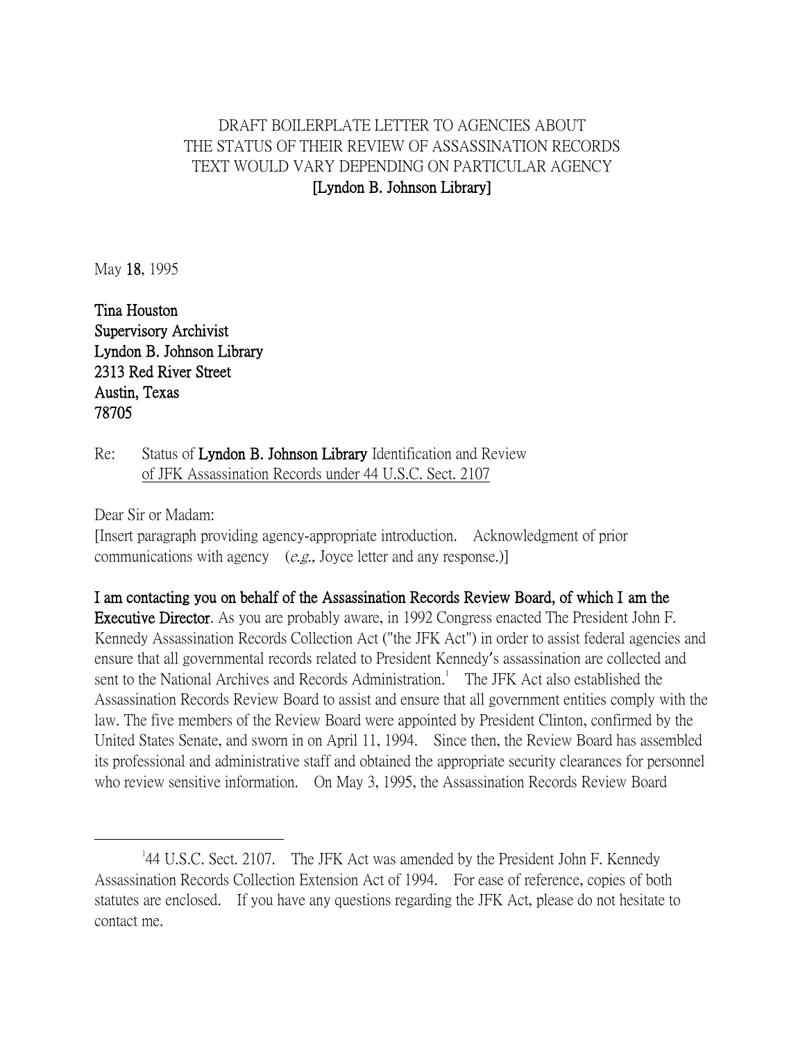DRAFT BOILERPLATE LETTER TO AGENCIES ABOUT
THE STATUS OF THEIR REVIEW OF ASSASSINATION RECORDS
TEXT WOULD VARY DEPENDING ON PARTICULAR AGENCY
**[Lyndon B. Johnson Library]**

May **18**, 1995

**Tina Houston**
**Supervisory Archivist**
**Lyndon B. Johnson Library**
**2313 Red River Street**
**Austin, Texas**
**78705**

Re: Status of **Lyndon B. Johnson Library** Identification and Review
<u>of JFK Assassination Records under 44 U.S.C. Sect. 2107</u>

Dear Sir or Madam:
[Insert paragraph providing agency-appropriate introduction. Acknowledgment of prior communications with agency (*e.g.,* Joyce letter and any response.)]

**I am contacting you on behalf of the Assassination Records Review Board, of which I am the Executive Director**. As you are probably aware, in 1992 Congress enacted The President John F. Kennedy Assassination Records Collection Act ("the JFK Act") in order to assist federal agencies and ensure that all governmental records related to President Kennedy's assassination are collected and sent to the National Archives and Records Administration.[1] The JFK Act also established the Assassination Records Review Board to assist and ensure that all government entities comply with the law. The five members of the Review Board were appointed by President Clinton, confirmed by the United States Senate, and sworn in on April 11, 1994. Since then, the Review Board has assembled its professional and administrative staff and obtained the appropriate security clearances for personnel who review sensitive information. On May 3, 1995, the Assassination Records Review Board

---

[1] 44 U.S.C. Sect. 2107. The JFK Act was amended by the President John F. Kennedy Assassination Records Collection Extension Act of 1994. For ease of reference, copies of both statutes are enclosed. If you have any questions regarding the JFK Act, please do not hesitate to contact me.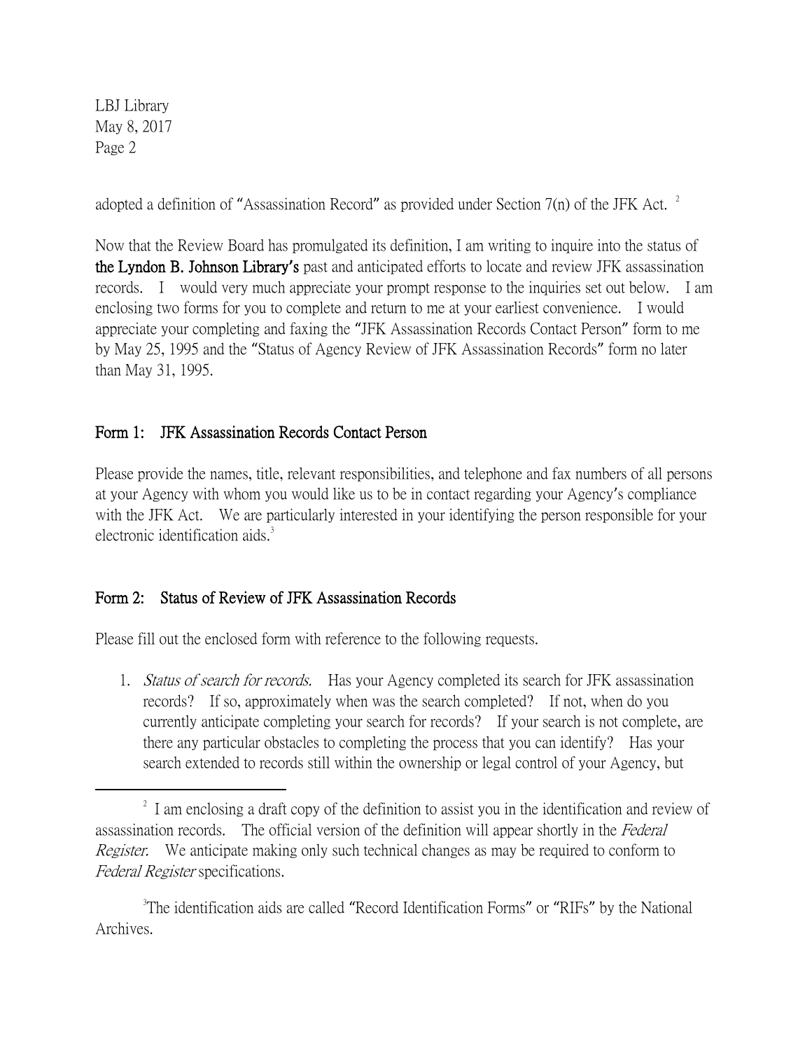adopted a definition of "Assassination Record" as provided under Section 7(n) of the JFK Act. [2]

Now that the Review Board has promulgated its definition, I am writing to inquire into the status of **the Lyndon B. Johnson Library's** past and anticipated efforts to locate and review JFK assassination records. I would very much appreciate your prompt response to the inquiries set out below. I am enclosing two forms for you to complete and return to me at your earliest convenience. I would appreciate your completing and faxing the "JFK Assassination Records Contact Person" form to me by May 25, 1995 and the "Status of Agency Review of JFK Assassination Records" form no later than May 31, 1995.

## Form 1: JFK Assassination Records Contact Person

Please provide the names, title, relevant responsibilities, and telephone and fax numbers of all persons at your Agency with whom you would like us to be in contact regarding your Agency's compliance with the JFK Act. We are particularly interested in your identifying the person responsible for your electronic identification aids.[3]

## Form 2: Status of Review of JFK Assassination Records

Please fill out the enclosed form with reference to the following requests.

1. *Status of search for records.* Has your Agency completed its search for JFK assassination records? If so, approximately when was the search completed? If not, when do you currently anticipate completing your search for records? If your search is not complete, are there any particular obstacles to completing the process that you can identify? Has your search extended to records still within the ownership or legal control of your Agency, but

---

[2] I am enclosing a draft copy of the definition to assist you in the identification and review of assassination records. The official version of the definition will appear shortly in the *Federal Register*. We anticipate making only such technical changes as may be required to conform to *Federal Register* specifications.

[3] The identification aids are called "Record Identification Forms" or "RIFs" by the National Archives.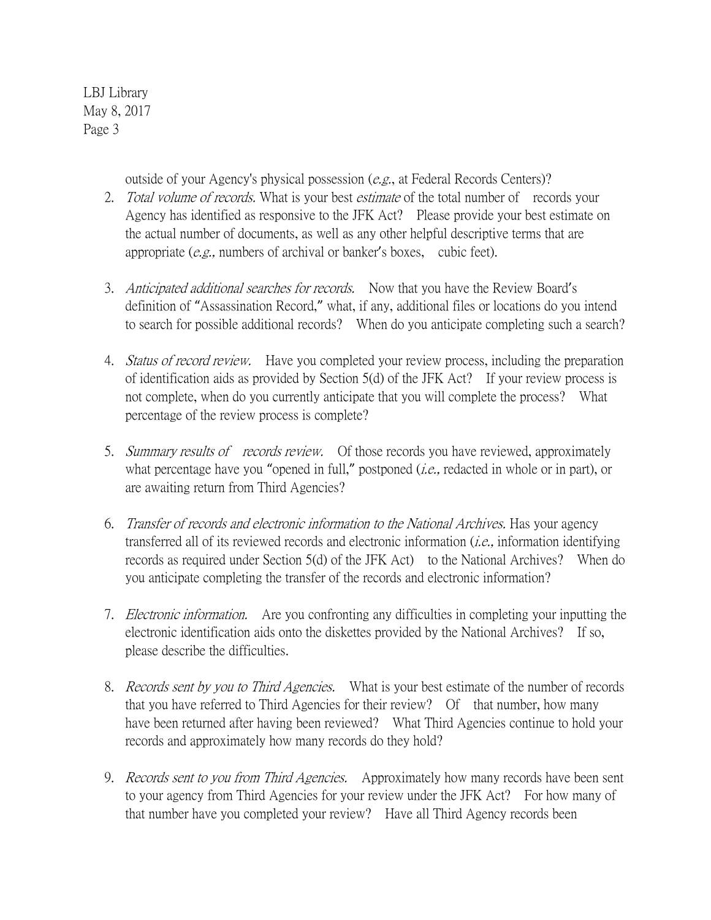outside of your Agency's physical possession (*e.g.*, at Federal Records Centers)?

2. *Total volume of records.* What is your best *estimate* of the total number of records your Agency has identified as responsive to the JFK Act? Please provide your best estimate on the actual number of documents, as well as any other helpful descriptive terms that are appropriate (*e.g.,* numbers of archival or banker's boxes, cubic feet).

3. *Anticipated additional searches for records.* Now that you have the Review Board's definition of "Assassination Record," what, if any, additional files or locations do you intend to search for possible additional records? When do you anticipate completing such a search?

4. *Status of record review.* Have you completed your review process, including the preparation of identification aids as provided by Section 5(d) of the JFK Act? If your review process is not complete, when do you currently anticipate that you will complete the process? What percentage of the review process is complete?

5. *Summary results of records review.* Of those records you have reviewed, approximately what percentage have you "opened in full," postponed (*i.e.,* redacted in whole or in part), or are awaiting return from Third Agencies?

6. *Transfer of records and electronic information to the National Archives.* Has your agency transferred all of its reviewed records and electronic information (*i.e.,* information identifying records as required under Section 5(d) of the JFK Act) to the National Archives? When do you anticipate completing the transfer of the records and electronic information?

7. *Electronic information.* Are you confronting any difficulties in completing your inputting the electronic identification aids onto the diskettes provided by the National Archives? If so, please describe the difficulties.

8. *Records sent by you to Third Agencies.* What is your best estimate of the number of records that you have referred to Third Agencies for their review? Of that number, how many have been returned after having been reviewed? What Third Agencies continue to hold your records and approximately how many records do they hold?

9. *Records sent to you from Third Agencies.* Approximately how many records have been sent to your agency from Third Agencies for your review under the JFK Act? For how many of that number have you completed your review? Have all Third Agency records been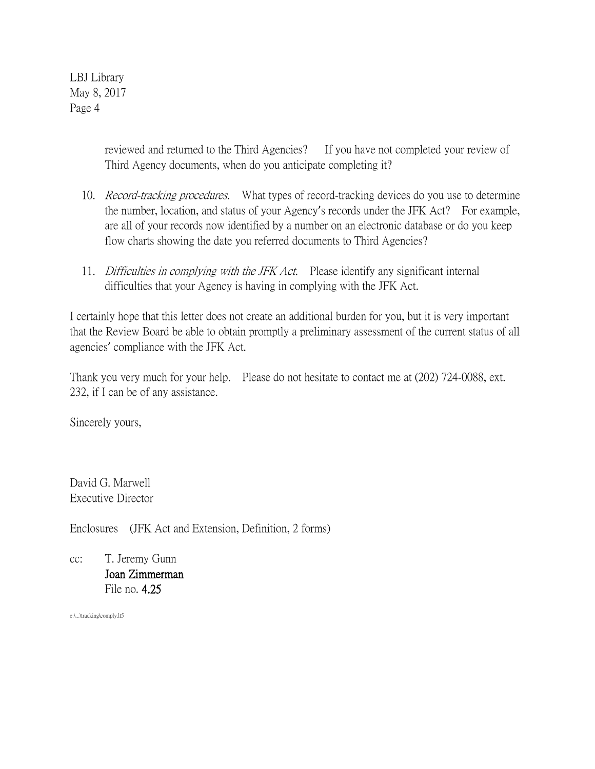reviewed and returned to the Third Agencies? If you have not completed your review of Third Agency documents, when do you anticipate completing it?

10. *Record-tracking procedures.* What types of record-tracking devices do you use to determine the number, location, and status of your Agency's records under the JFK Act? For example, are all of your records now identified by a number on an electronic database or do you keep flow charts showing the date you referred documents to Third Agencies?

11. *Difficulties in complying with the JFK Act.* Please identify any significant internal difficulties that your Agency is having in complying with the JFK Act.

I certainly hope that this letter does not create an additional burden for you, but it is very important that the Review Board be able to obtain promptly a preliminary assessment of the current status of all agencies' compliance with the JFK Act.

Thank you very much for your help. Please do not hesitate to contact me at (202) 724-0088, ext. 232, if I can be of any assistance.

Sincerely yours,

David G. Marwell
Executive Director

Enclosures (JFK Act and Extension, Definition, 2 forms)

cc: T. Jeremy Gunn
Joan Zimmerman
File no. 4.25

e:\...\tracking\comply.lt5